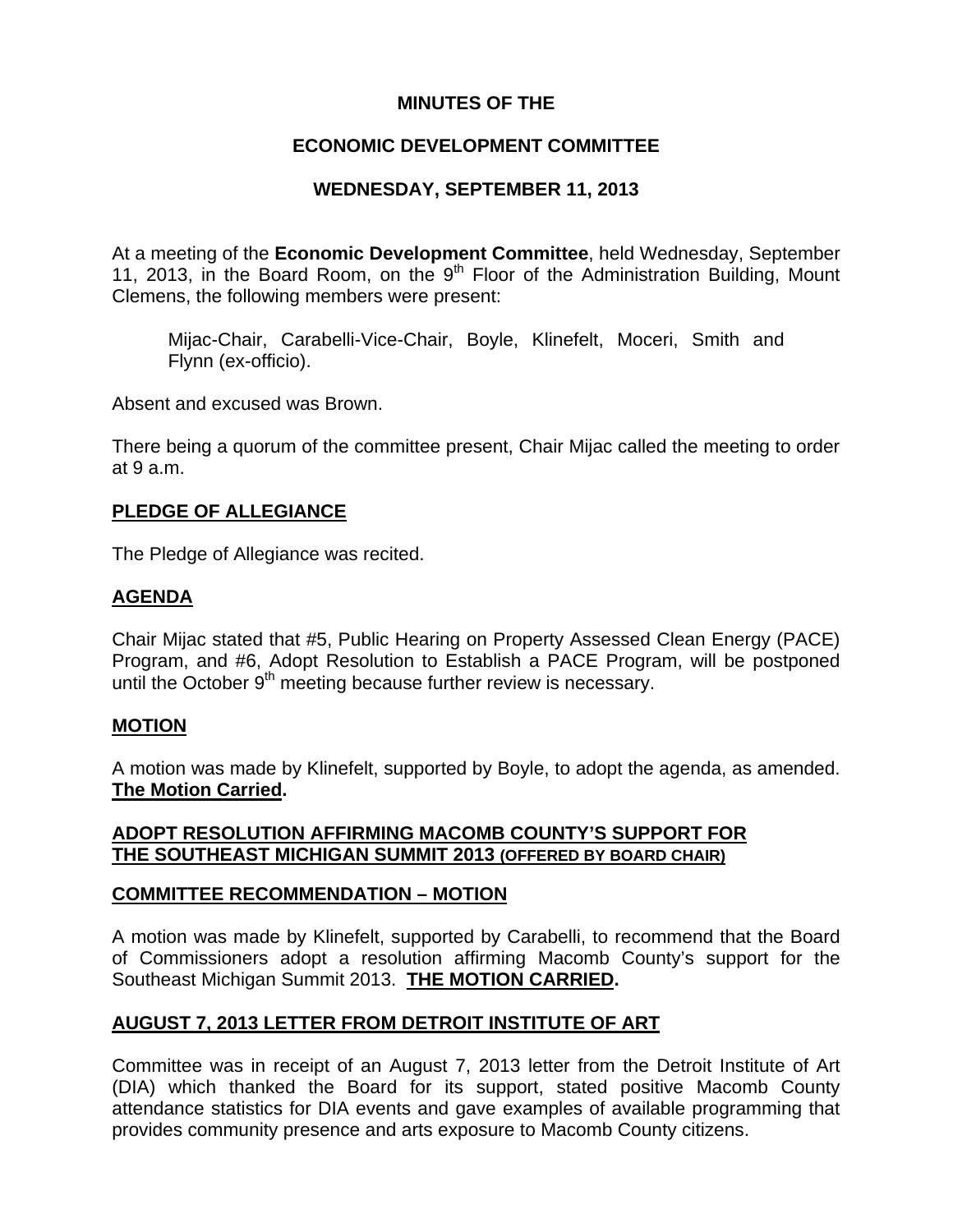**MINUTES OF THE**

**ECONOMIC DEVELOPMENT COMMITTEE**

**WEDNESDAY, SEPTEMBER 11, 2013**

At a meeting of the **Economic Development Committee**, held Wednesday, September 11, 2013, in the Board Room, on the 9th Floor of the Administration Building, Mount Clemens, the following members were present:

> Mijac-Chair, Carabelli-Vice-Chair, Boyle, Klinefelt, Moceri, Smith and Flynn (ex-officio).

Absent and excused was Brown.

There being a quorum of the committee present, Chair Mijac called the meeting to order at 9 a.m.

**PLEDGE OF ALLEGIANCE**

The Pledge of Allegiance was recited.

**AGENDA**

Chair Mijac stated that #5, Public Hearing on Property Assessed Clean Energy (PACE) Program, and #6, Adopt Resolution to Establish a PACE Program, will be postponed until the October 9th meeting because further review is necessary.

**MOTION**

A motion was made by Klinefelt, supported by Boyle, to adopt the agenda, as amended. **The Motion Carried.**

**ADOPT RESOLUTION AFFIRMING MACOMB COUNTY'S SUPPORT FOR THE SOUTHEAST MICHIGAN SUMMIT 2013 (OFFERED BY BOARD CHAIR)**

**COMMITTEE RECOMMENDATION – MOTION**

A motion was made by Klinefelt, supported by Carabelli, to recommend that the Board of Commissioners adopt a resolution affirming Macomb County's support for the Southeast Michigan Summit 2013. **THE MOTION CARRIED.**

**AUGUST 7, 2013 LETTER FROM DETROIT INSTITUTE OF ART**

Committee was in receipt of an August 7, 2013 letter from the Detroit Institute of Art (DIA) which thanked the Board for its support, stated positive Macomb County attendance statistics for DIA events and gave examples of available programming that provides community presence and arts exposure to Macomb County citizens.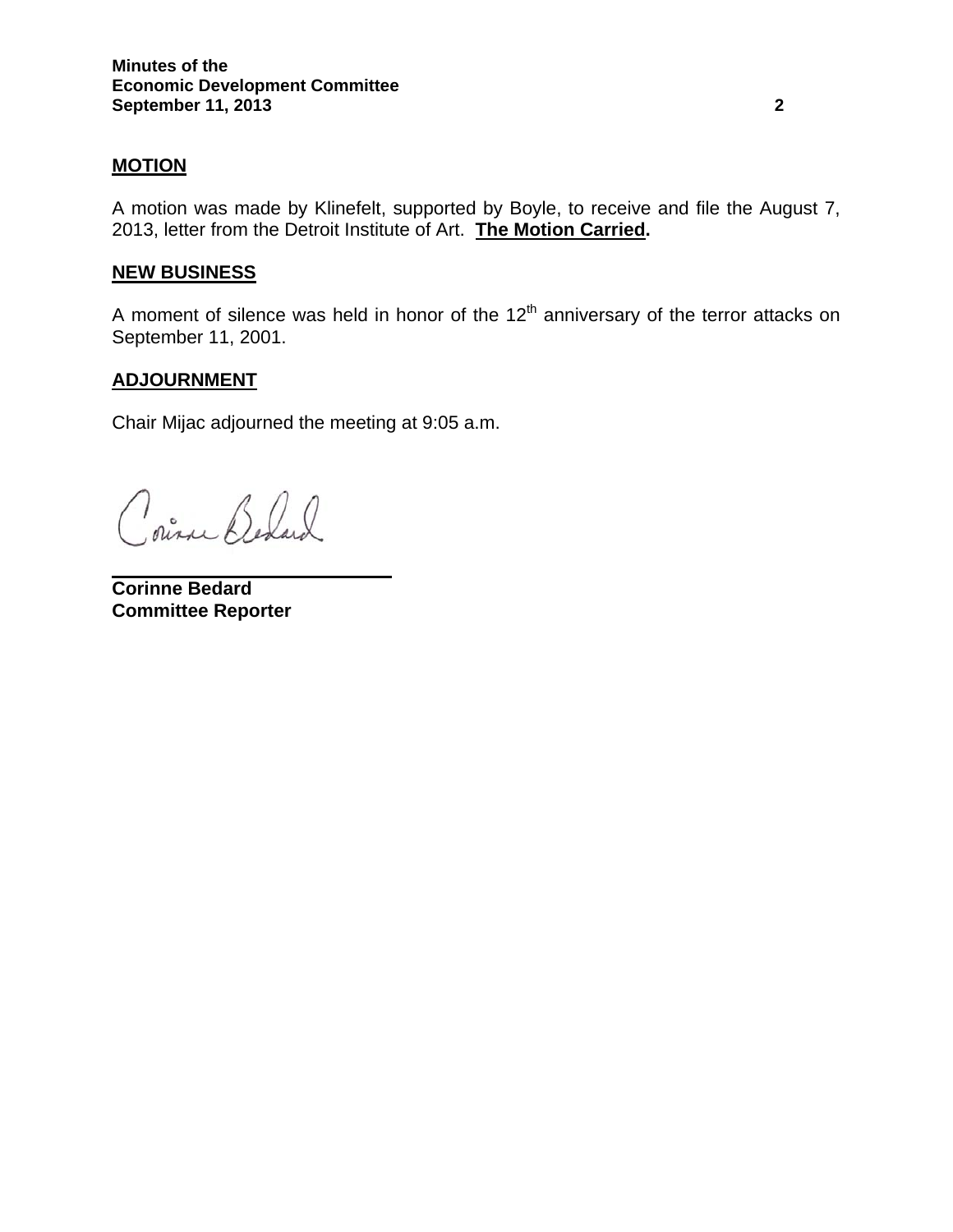**MOTION**

A motion was made by Klinefelt, supported by Boyle, to receive and file the August 7, 2013, letter from the Detroit Institute of Art. **The Motion Carried.**

**NEW BUSINESS**

A moment of silence was held in honor of the 12th anniversary of the terror attacks on September 11, 2001.

**ADJOURNMENT**

Chair Mijac adjourned the meeting at 9:05 a.m.

**Corinne Bedard**
**Committee Reporter**